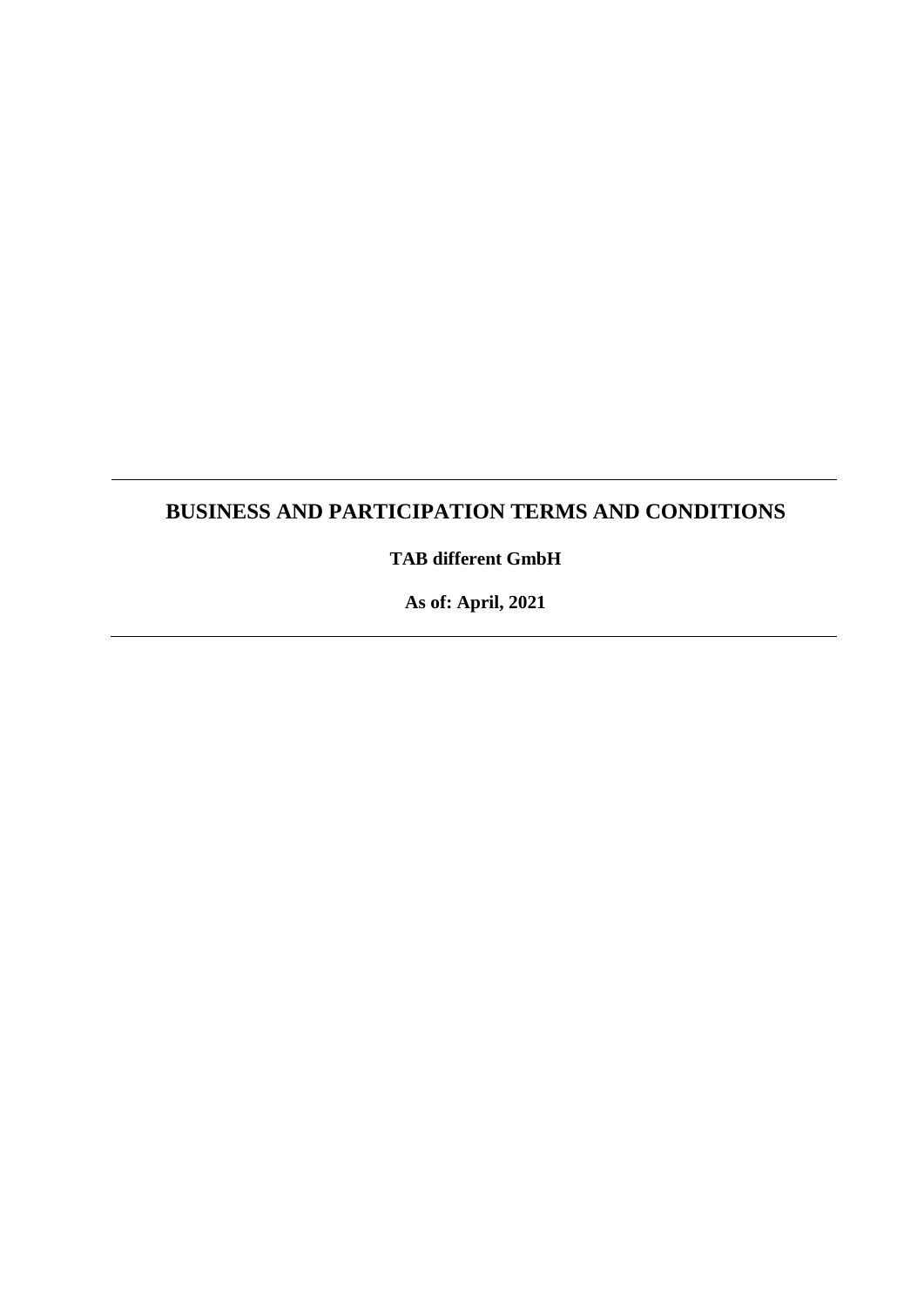---

# BUSINESS AND PARTICIPATION TERMS AND CONDITIONS

**TAB different GmbH**

**As of: April, 2021**

---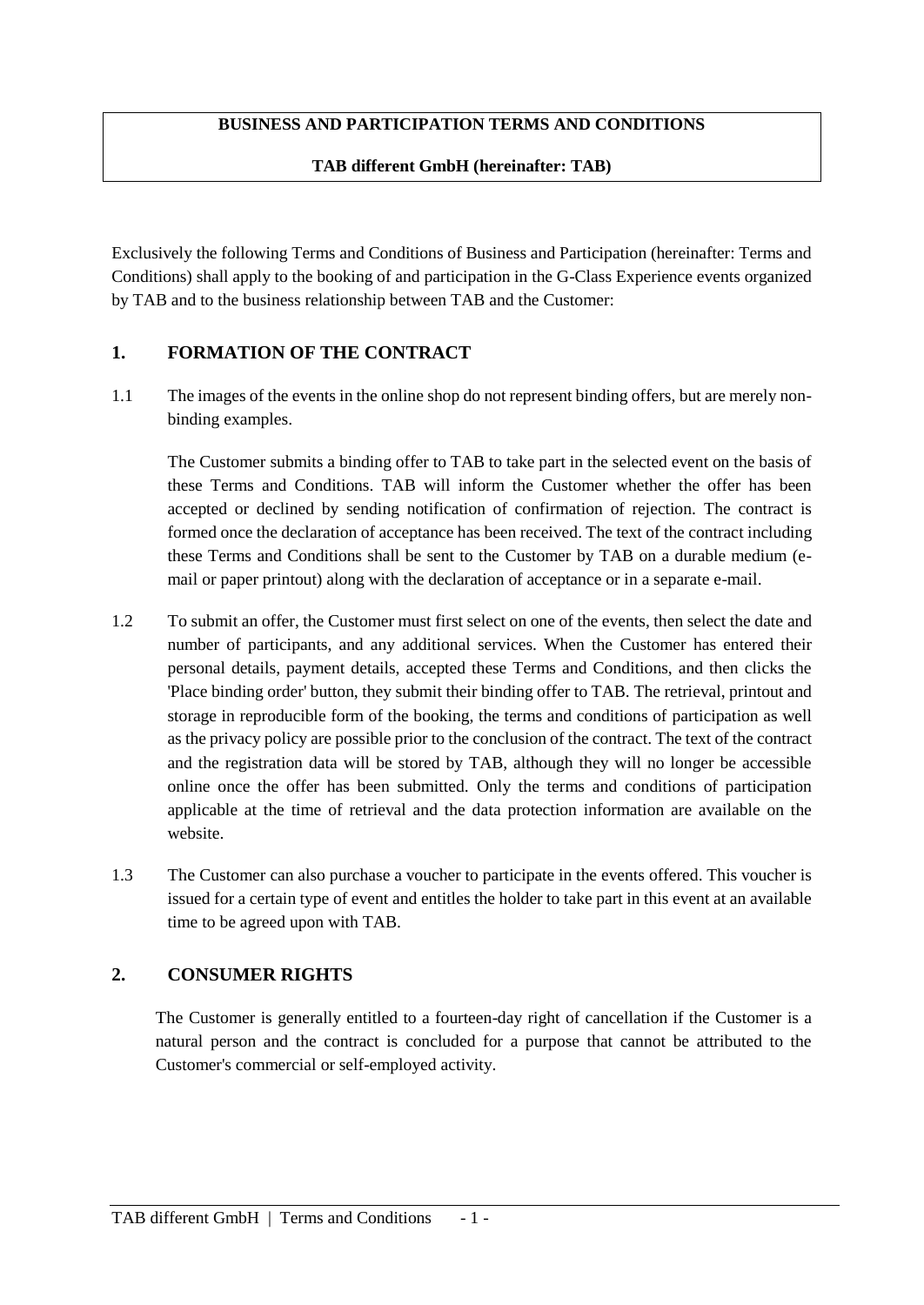**BUSINESS AND PARTICIPATION TERMS AND CONDITIONS**

**TAB different GmbH (hereinafter: TAB)**

Exclusively the following Terms and Conditions of Business and Participation (hereinafter: Terms and Conditions) shall apply to the booking of and participation in the G-Class Experience events organized by TAB and to the business relationship between TAB and the Customer:

## 1. FORMATION OF THE CONTRACT

1.1 The images of the events in the online shop do not represent binding offers, but are merely non-binding examples.

The Customer submits a binding offer to TAB to take part in the selected event on the basis of these Terms and Conditions. TAB will inform the Customer whether the offer has been accepted or declined by sending notification of confirmation of rejection. The contract is formed once the declaration of acceptance has been received. The text of the contract including these Terms and Conditions shall be sent to the Customer by TAB on a durable medium (e-mail or paper printout) along with the declaration of acceptance or in a separate e-mail.

1.2 To submit an offer, the Customer must first select on one of the events, then select the date and number of participants, and any additional services. When the Customer has entered their personal details, payment details, accepted these Terms and Conditions, and then clicks the 'Place binding order' button, they submit their binding offer to TAB. The retrieval, printout and storage in reproducible form of the booking, the terms and conditions of participation as well as the privacy policy are possible prior to the conclusion of the contract. The text of the contract and the registration data will be stored by TAB, although they will no longer be accessible online once the offer has been submitted. Only the terms and conditions of participation applicable at the time of retrieval and the data protection information are available on the website.

1.3 The Customer can also purchase a voucher to participate in the events offered. This voucher is issued for a certain type of event and entitles the holder to take part in this event at an available time to be agreed upon with TAB.

## 2. CONSUMER RIGHTS

The Customer is generally entitled to a fourteen-day right of cancellation if the Customer is a natural person and the contract is concluded for a purpose that cannot be attributed to the Customer's commercial or self-employed activity.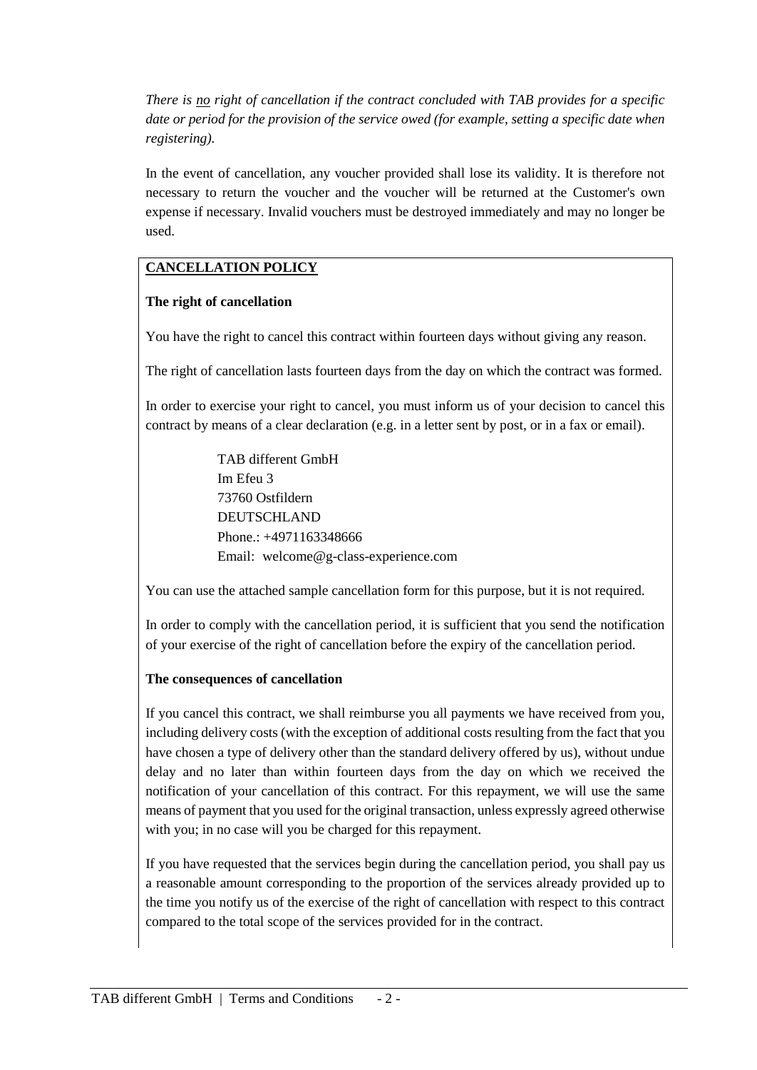*There is* *__no__* *right of cancellation if the contract concluded with TAB provides for a specific date or period for the provision of the service owed (for example, setting a specific date when registering).*

In the event of cancellation, any voucher provided shall lose its validity. It is therefore not necessary to return the voucher and the voucher will be returned at the Customer's own expense if necessary. Invalid vouchers must be destroyed immediately and may no longer be used.

## CANCELLATION POLICY

**The right of cancellation**

You have the right to cancel this contract within fourteen days without giving any reason.

The right of cancellation lasts fourteen days from the day on which the contract was formed.

In order to exercise your right to cancel, you must inform us of your decision to cancel this contract by means of a clear declaration (e.g. in a letter sent by post, or in a fax or email).

TAB different GmbH
Im Efeu 3
73760 Ostfildern
DEUTSCHLAND
Phone.: +4971163348666
Email: welcome@g-class-experience.com

You can use the attached sample cancellation form for this purpose, but it is not required.

In order to comply with the cancellation period, it is sufficient that you send the notification of your exercise of the right of cancellation before the expiry of the cancellation period.

**The consequences of cancellation**

If you cancel this contract, we shall reimburse you all payments we have received from you, including delivery costs (with the exception of additional costs resulting from the fact that you have chosen a type of delivery other than the standard delivery offered by us), without undue delay and no later than within fourteen days from the day on which we received the notification of your cancellation of this contract. For this repayment, we will use the same means of payment that you used for the original transaction, unless expressly agreed otherwise with you; in no case will you be charged for this repayment.

If you have requested that the services begin during the cancellation period, you shall pay us a reasonable amount corresponding to the proportion of the services already provided up to the time you notify us of the exercise of the right of cancellation with respect to this contract compared to the total scope of the services provided for in the contract.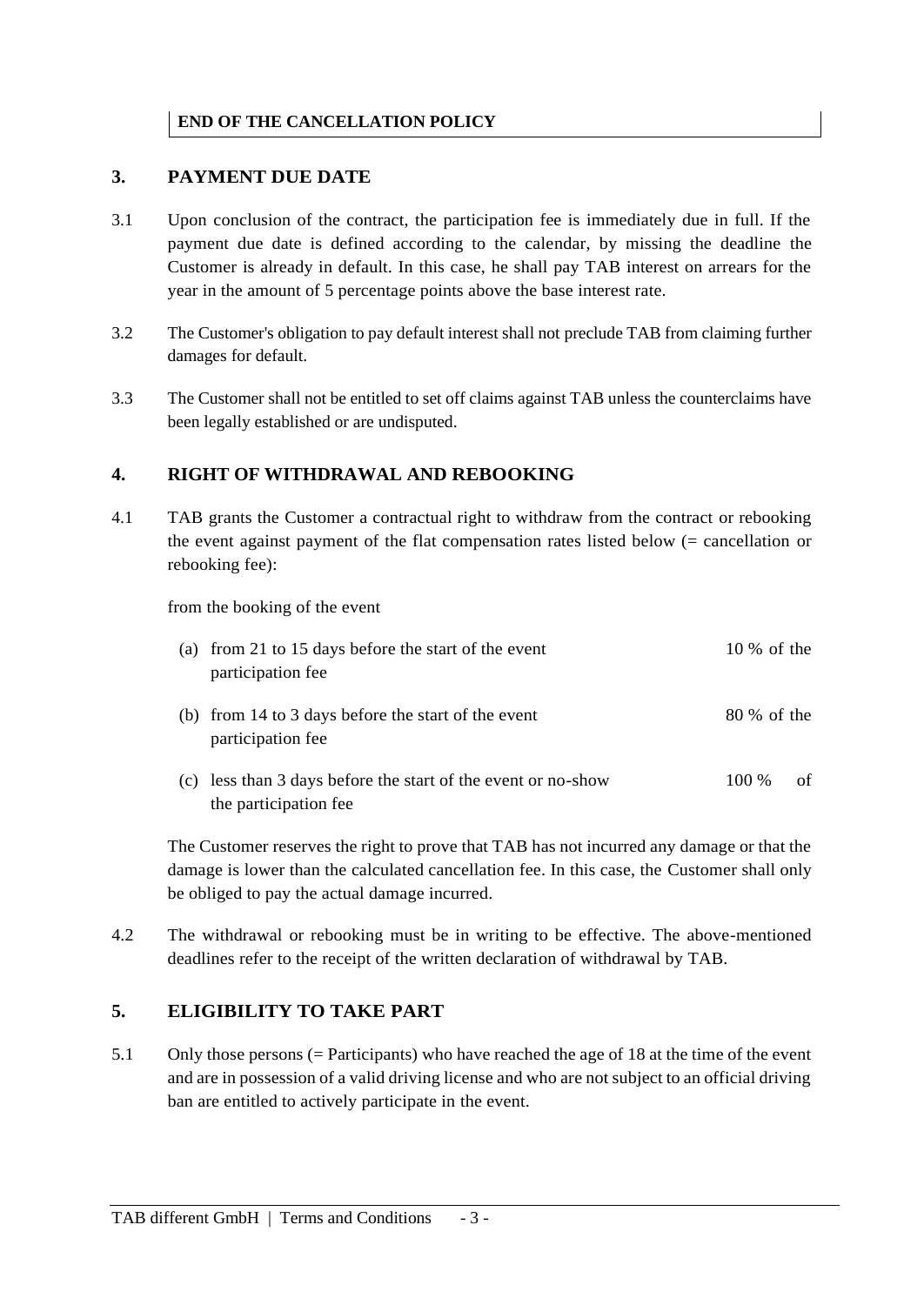**END OF THE CANCELLATION POLICY**

## 3. PAYMENT DUE DATE

3.1 Upon conclusion of the contract, the participation fee is immediately due in full. If the payment due date is defined according to the calendar, by missing the deadline the Customer is already in default. In this case, he shall pay TAB interest on arrears for the year in the amount of 5 percentage points above the base interest rate.

3.2 The Customer's obligation to pay default interest shall not preclude TAB from claiming further damages for default.

3.3 The Customer shall not be entitled to set off claims against TAB unless the counterclaims have been legally established or are undisputed.

## 4. RIGHT OF WITHDRAWAL AND REBOOKING

4.1 TAB grants the Customer a contractual right to withdraw from the contract or rebooking the event against payment of the flat compensation rates listed below (= cancellation or rebooking fee):

from the booking of the event

(a) from 21 to 15 days before the start of the event — 10 % of the participation fee

(b) from 14 to 3 days before the start of the event — 80 % of the participation fee

(c) less than 3 days before the start of the event or no-show — 100 % of the participation fee

The Customer reserves the right to prove that TAB has not incurred any damage or that the damage is lower than the calculated cancellation fee. In this case, the Customer shall only be obliged to pay the actual damage incurred.

4.2 The withdrawal or rebooking must be in writing to be effective. The above-mentioned deadlines refer to the receipt of the written declaration of withdrawal by TAB.

## 5. ELIGIBILITY TO TAKE PART

5.1 Only those persons (= Participants) who have reached the age of 18 at the time of the event and are in possession of a valid driving license and who are not subject to an official driving ban are entitled to actively participate in the event.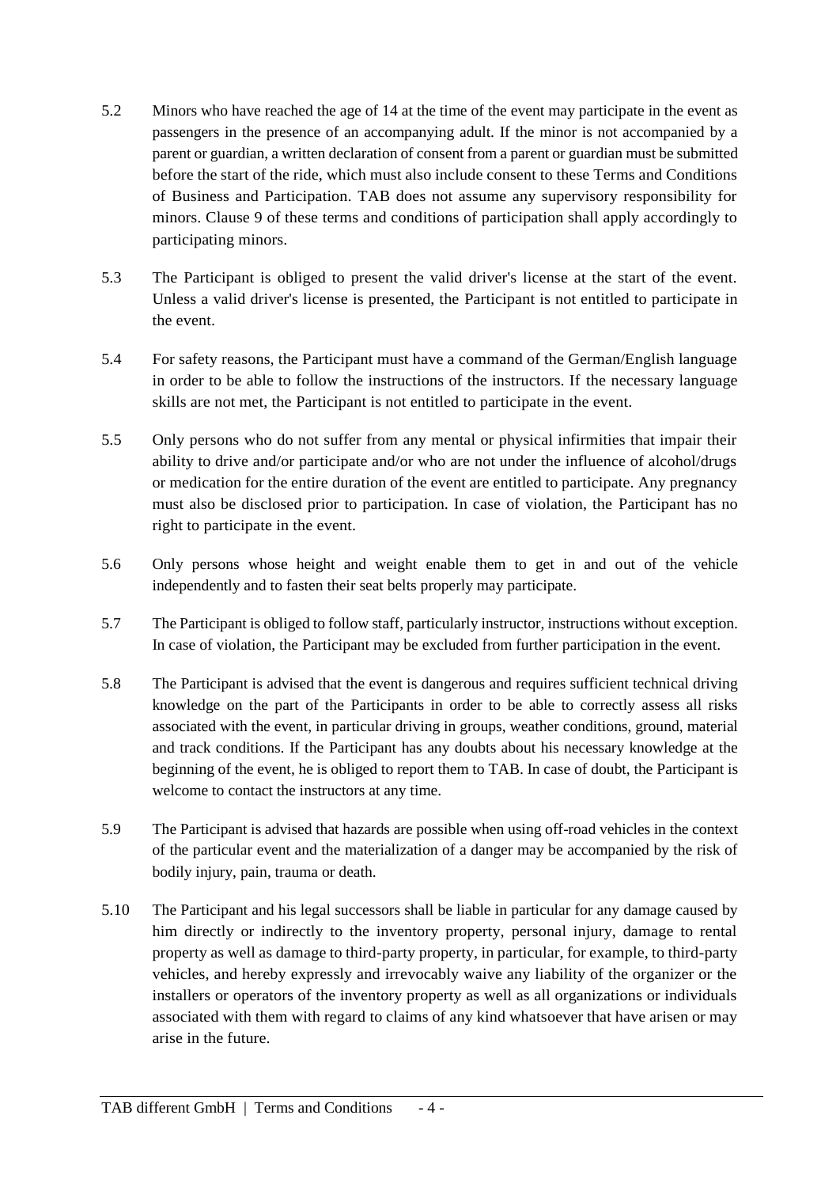5.2 Minors who have reached the age of 14 at the time of the event may participate in the event as passengers in the presence of an accompanying adult. If the minor is not accompanied by a parent or guardian, a written declaration of consent from a parent or guardian must be submitted before the start of the ride, which must also include consent to these Terms and Conditions of Business and Participation. TAB does not assume any supervisory responsibility for minors. Clause 9 of these terms and conditions of participation shall apply accordingly to participating minors.

5.3 The Participant is obliged to present the valid driver's license at the start of the event. Unless a valid driver's license is presented, the Participant is not entitled to participate in the event.

5.4 For safety reasons, the Participant must have a command of the German/English language in order to be able to follow the instructions of the instructors. If the necessary language skills are not met, the Participant is not entitled to participate in the event.

5.5 Only persons who do not suffer from any mental or physical infirmities that impair their ability to drive and/or participate and/or who are not under the influence of alcohol/drugs or medication for the entire duration of the event are entitled to participate. Any pregnancy must also be disclosed prior to participation. In case of violation, the Participant has no right to participate in the event.

5.6 Only persons whose height and weight enable them to get in and out of the vehicle independently and to fasten their seat belts properly may participate.

5.7 The Participant is obliged to follow staff, particularly instructor, instructions without exception. In case of violation, the Participant may be excluded from further participation in the event.

5.8 The Participant is advised that the event is dangerous and requires sufficient technical driving knowledge on the part of the Participants in order to be able to correctly assess all risks associated with the event, in particular driving in groups, weather conditions, ground, material and track conditions. If the Participant has any doubts about his necessary knowledge at the beginning of the event, he is obliged to report them to TAB. In case of doubt, the Participant is welcome to contact the instructors at any time.

5.9 The Participant is advised that hazards are possible when using off-road vehicles in the context of the particular event and the materialization of a danger may be accompanied by the risk of bodily injury, pain, trauma or death.

5.10 The Participant and his legal successors shall be liable in particular for any damage caused by him directly or indirectly to the inventory property, personal injury, damage to rental property as well as damage to third-party property, in particular, for example, to third-party vehicles, and hereby expressly and irrevocably waive any liability of the organizer or the installers or operators of the inventory property as well as all organizations or individuals associated with them with regard to claims of any kind whatsoever that have arisen or may arise in the future.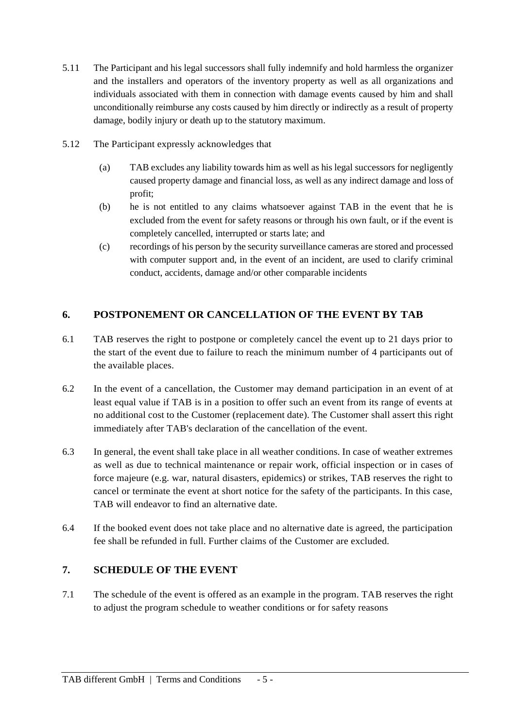5.11 The Participant and his legal successors shall fully indemnify and hold harmless the organizer and the installers and operators of the inventory property as well as all organizations and individuals associated with them in connection with damage events caused by him and shall unconditionally reimburse any costs caused by him directly or indirectly as a result of property damage, bodily injury or death up to the statutory maximum.

5.12 The Participant expressly acknowledges that

(a) TAB excludes any liability towards him as well as his legal successors for negligently caused property damage and financial loss, as well as any indirect damage and loss of profit;

(b) he is not entitled to any claims whatsoever against TAB in the event that he is excluded from the event for safety reasons or through his own fault, or if the event is completely cancelled, interrupted or starts late; and

(c) recordings of his person by the security surveillance cameras are stored and processed with computer support and, in the event of an incident, are used to clarify criminal conduct, accidents, damage and/or other comparable incidents

## 6. POSTPONEMENT OR CANCELLATION OF THE EVENT BY TAB

6.1 TAB reserves the right to postpone or completely cancel the event up to 21 days prior to the start of the event due to failure to reach the minimum number of 4 participants out of the available places.

6.2 In the event of a cancellation, the Customer may demand participation in an event of at least equal value if TAB is in a position to offer such an event from its range of events at no additional cost to the Customer (replacement date). The Customer shall assert this right immediately after TAB's declaration of the cancellation of the event.

6.3 In general, the event shall take place in all weather conditions. In case of weather extremes as well as due to technical maintenance or repair work, official inspection or in cases of force majeure (e.g. war, natural disasters, epidemics) or strikes, TAB reserves the right to cancel or terminate the event at short notice for the safety of the participants. In this case, TAB will endeavor to find an alternative date.

6.4 If the booked event does not take place and no alternative date is agreed, the participation fee shall be refunded in full. Further claims of the Customer are excluded.

## 7. SCHEDULE OF THE EVENT

7.1 The schedule of the event is offered as an example in the program. TAB reserves the right to adjust the program schedule to weather conditions or for safety reasons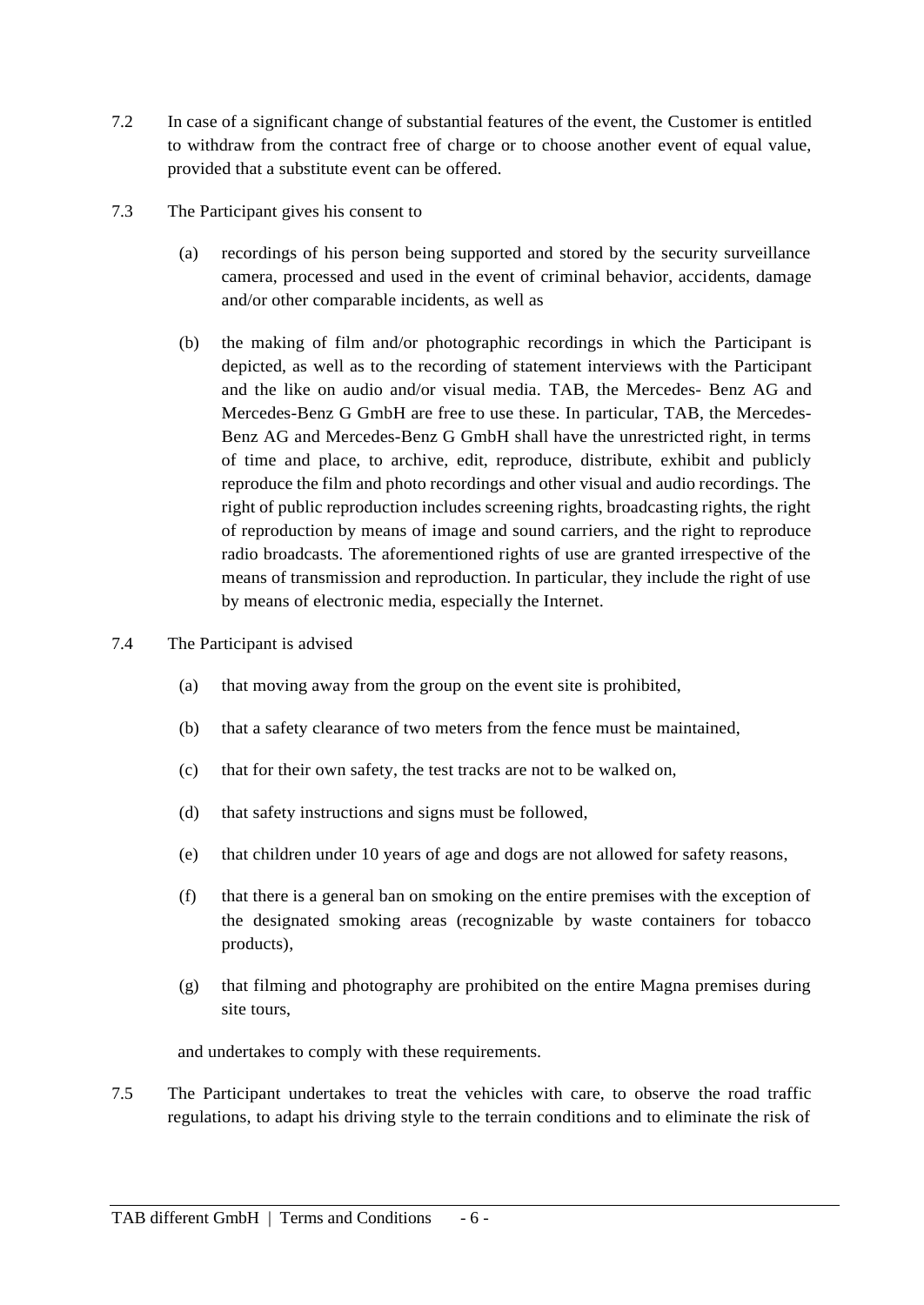7.2 In case of a significant change of substantial features of the event, the Customer is entitled to withdraw from the contract free of charge or to choose another event of equal value, provided that a substitute event can be offered.

7.3 The Participant gives his consent to

(a) recordings of his person being supported and stored by the security surveillance camera, processed and used in the event of criminal behavior, accidents, damage and/or other comparable incidents, as well as

(b) the making of film and/or photographic recordings in which the Participant is depicted, as well as to the recording of statement interviews with the Participant and the like on audio and/or visual media. TAB, the Mercedes- Benz AG and Mercedes-Benz G GmbH are free to use these. In particular, TAB, the Mercedes-Benz AG and Mercedes-Benz G GmbH shall have the unrestricted right, in terms of time and place, to archive, edit, reproduce, distribute, exhibit and publicly reproduce the film and photo recordings and other visual and audio recordings. The right of public reproduction includes screening rights, broadcasting rights, the right of reproduction by means of image and sound carriers, and the right to reproduce radio broadcasts. The aforementioned rights of use are granted irrespective of the means of transmission and reproduction. In particular, they include the right of use by means of electronic media, especially the Internet.

7.4 The Participant is advised

(a) that moving away from the group on the event site is prohibited,

(b) that a safety clearance of two meters from the fence must be maintained,

(c) that for their own safety, the test tracks are not to be walked on,

(d) that safety instructions and signs must be followed,

(e) that children under 10 years of age and dogs are not allowed for safety reasons,

(f) that there is a general ban on smoking on the entire premises with the exception of the designated smoking areas (recognizable by waste containers for tobacco products),

(g) that filming and photography are prohibited on the entire Magna premises during site tours,

and undertakes to comply with these requirements.

7.5 The Participant undertakes to treat the vehicles with care, to observe the road traffic regulations, to adapt his driving style to the terrain conditions and to eliminate the risk of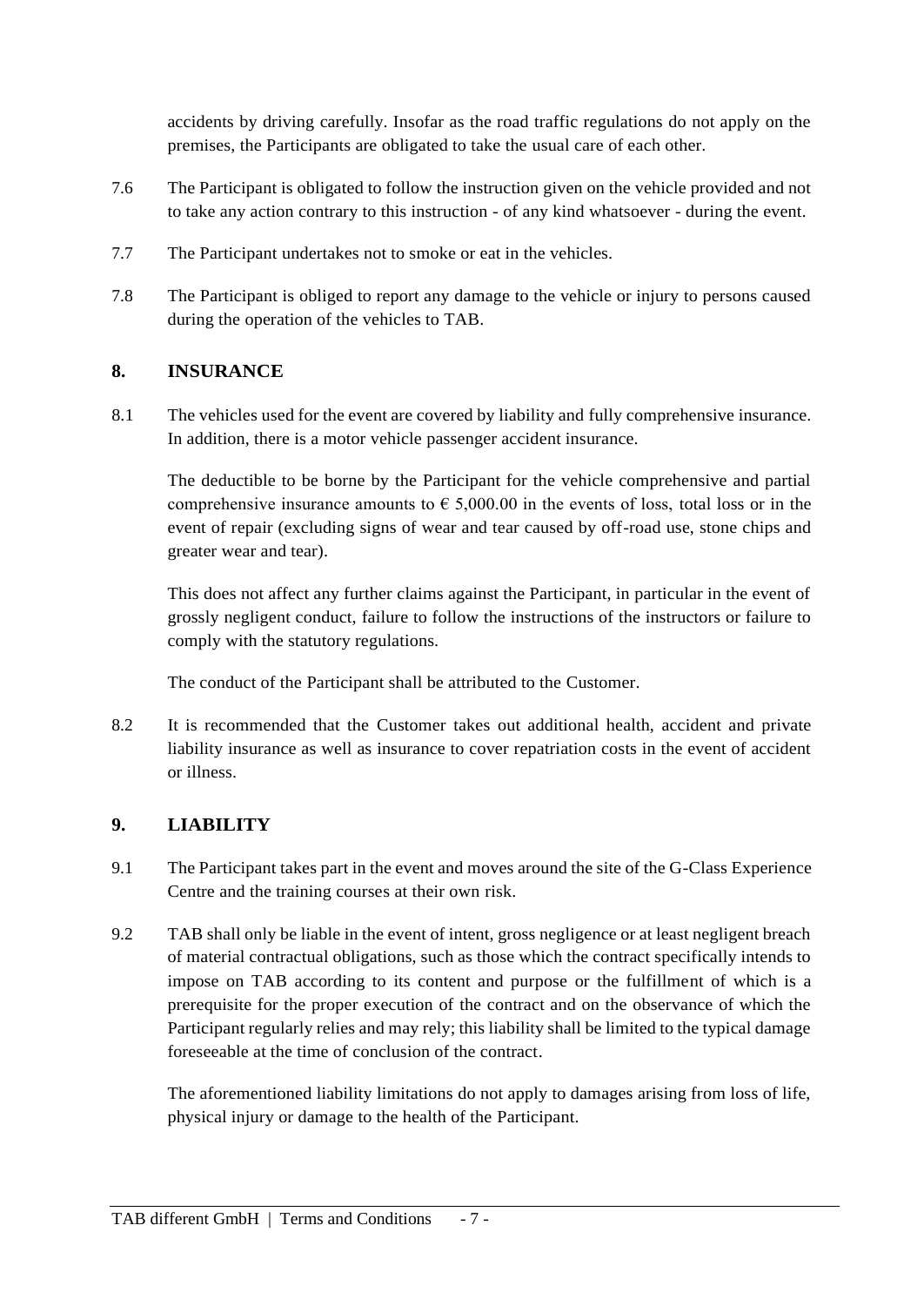accidents by driving carefully. Insofar as the road traffic regulations do not apply on the premises, the Participants are obligated to take the usual care of each other.

7.6 The Participant is obligated to follow the instruction given on the vehicle provided and not to take any action contrary to this instruction - of any kind whatsoever - during the event.

7.7 The Participant undertakes not to smoke or eat in the vehicles.

7.8 The Participant is obliged to report any damage to the vehicle or injury to persons caused during the operation of the vehicles to TAB.

## 8. INSURANCE

8.1 The vehicles used for the event are covered by liability and fully comprehensive insurance. In addition, there is a motor vehicle passenger accident insurance.

The deductible to be borne by the Participant for the vehicle comprehensive and partial comprehensive insurance amounts to € 5,000.00 in the events of loss, total loss or in the event of repair (excluding signs of wear and tear caused by off-road use, stone chips and greater wear and tear).

This does not affect any further claims against the Participant, in particular in the event of grossly negligent conduct, failure to follow the instructions of the instructors or failure to comply with the statutory regulations.

The conduct of the Participant shall be attributed to the Customer.

8.2 It is recommended that the Customer takes out additional health, accident and private liability insurance as well as insurance to cover repatriation costs in the event of accident or illness.

## 9. LIABILITY

9.1 The Participant takes part in the event and moves around the site of the G-Class Experience Centre and the training courses at their own risk.

9.2 TAB shall only be liable in the event of intent, gross negligence or at least negligent breach of material contractual obligations, such as those which the contract specifically intends to impose on TAB according to its content and purpose or the fulfillment of which is a prerequisite for the proper execution of the contract and on the observance of which the Participant regularly relies and may rely; this liability shall be limited to the typical damage foreseeable at the time of conclusion of the contract.

The aforementioned liability limitations do not apply to damages arising from loss of life, physical injury or damage to the health of the Participant.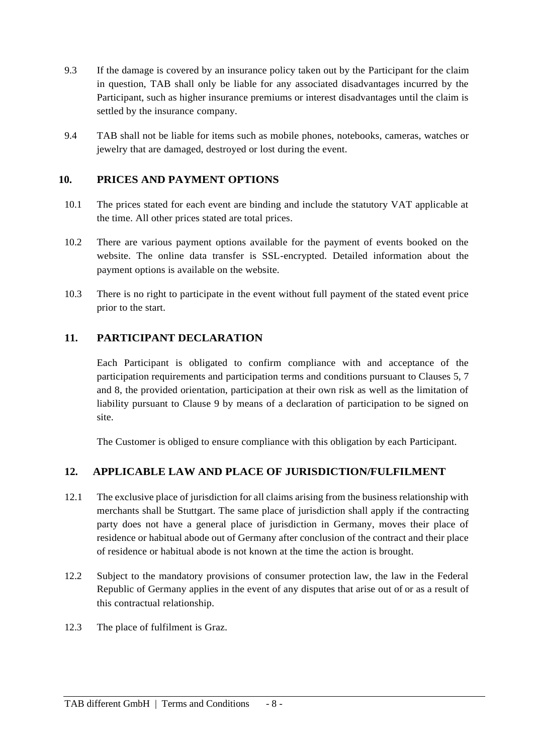9.3 If the damage is covered by an insurance policy taken out by the Participant for the claim in question, TAB shall only be liable for any associated disadvantages incurred by the Participant, such as higher insurance premiums or interest disadvantages until the claim is settled by the insurance company.

9.4 TAB shall not be liable for items such as mobile phones, notebooks, cameras, watches or jewelry that are damaged, destroyed or lost during the event.

## 10. PRICES AND PAYMENT OPTIONS

10.1 The prices stated for each event are binding and include the statutory VAT applicable at the time. All other prices stated are total prices.

10.2 There are various payment options available for the payment of events booked on the website. The online data transfer is SSL-encrypted. Detailed information about the payment options is available on the website.

10.3 There is no right to participate in the event without full payment of the stated event price prior to the start.

## 11. PARTICIPANT DECLARATION

Each Participant is obligated to confirm compliance with and acceptance of the participation requirements and participation terms and conditions pursuant to Clauses 5, 7 and 8, the provided orientation, participation at their own risk as well as the limitation of liability pursuant to Clause 9 by means of a declaration of participation to be signed on site.

The Customer is obliged to ensure compliance with this obligation by each Participant.

## 12. APPLICABLE LAW AND PLACE OF JURISDICTION/FULFILMENT

12.1 The exclusive place of jurisdiction for all claims arising from the business relationship with merchants shall be Stuttgart. The same place of jurisdiction shall apply if the contracting party does not have a general place of jurisdiction in Germany, moves their place of residence or habitual abode out of Germany after conclusion of the contract and their place of residence or habitual abode is not known at the time the action is brought.

12.2 Subject to the mandatory provisions of consumer protection law, the law in the Federal Republic of Germany applies in the event of any disputes that arise out of or as a result of this contractual relationship.

12.3 The place of fulfilment is Graz.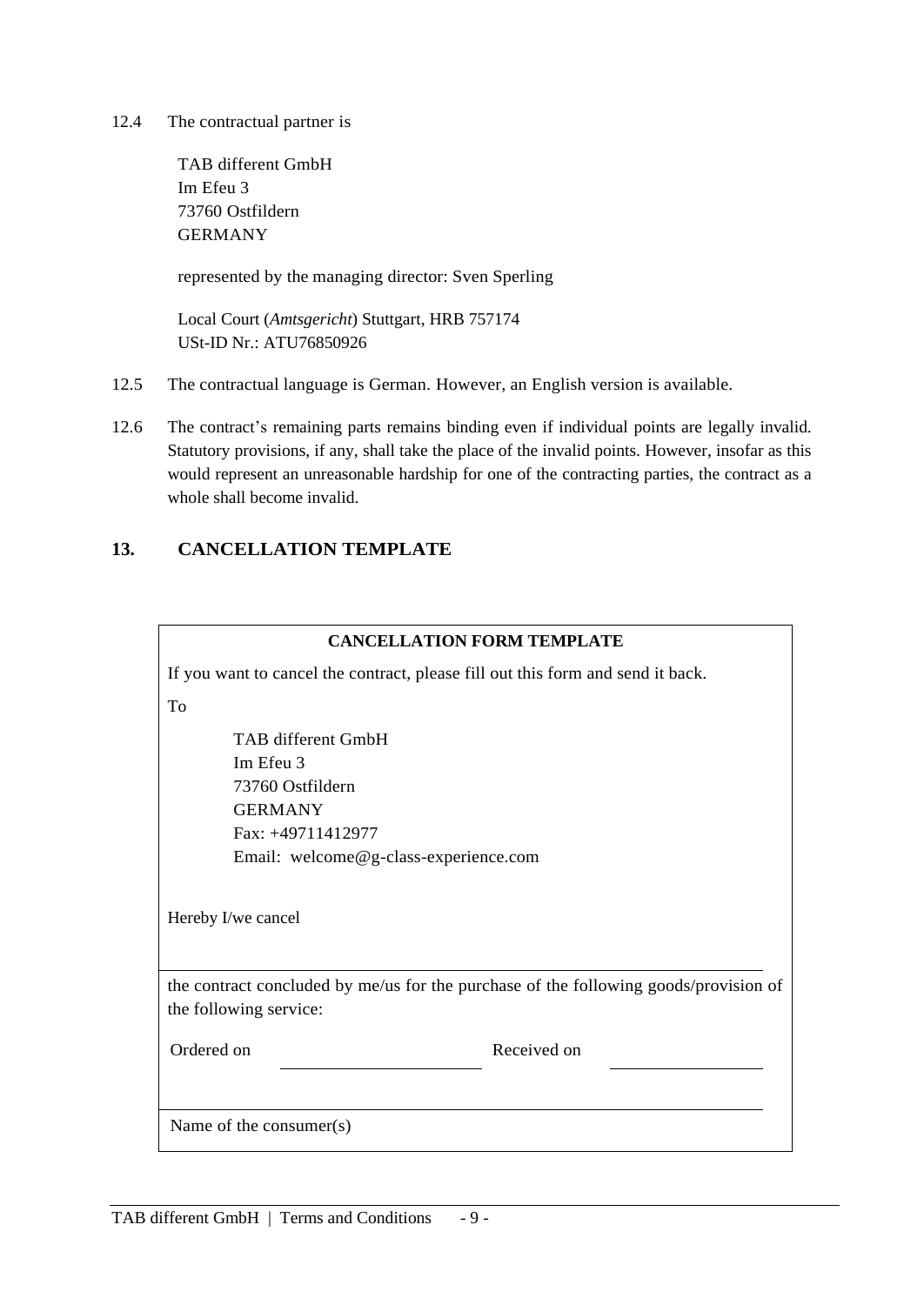12.4 The contractual partner is

TAB different GmbH
Im Efeu 3
73760 Ostfildern
GERMANY

represented by the managing director: Sven Sperling

Local Court (*Amtsgericht*) Stuttgart, HRB 757174
USt-ID Nr.: ATU76850926

12.5 The contractual language is German. However, an English version is available.

12.6 The contract's remaining parts remains binding even if individual points are legally invalid. Statutory provisions, if any, shall take the place of the invalid points. However, insofar as this would represent an unreasonable hardship for one of the contracting parties, the contract as a whole shall become invalid.

## 13. CANCELLATION TEMPLATE

**CANCELLATION FORM TEMPLATE**

If you want to cancel the contract, please fill out this form and send it back.

To

TAB different GmbH
Im Efeu 3
73760 Ostfildern
GERMANY
Fax: +49711412977
Email: welcome@g-class-experience.com

Hereby I/we cancel

______________________________________________

the contract concluded by me/us for the purchase of the following goods/provision of the following service:

Ordered on ____________________ Received on ____________________

______________________________________________

Name of the consumer(s)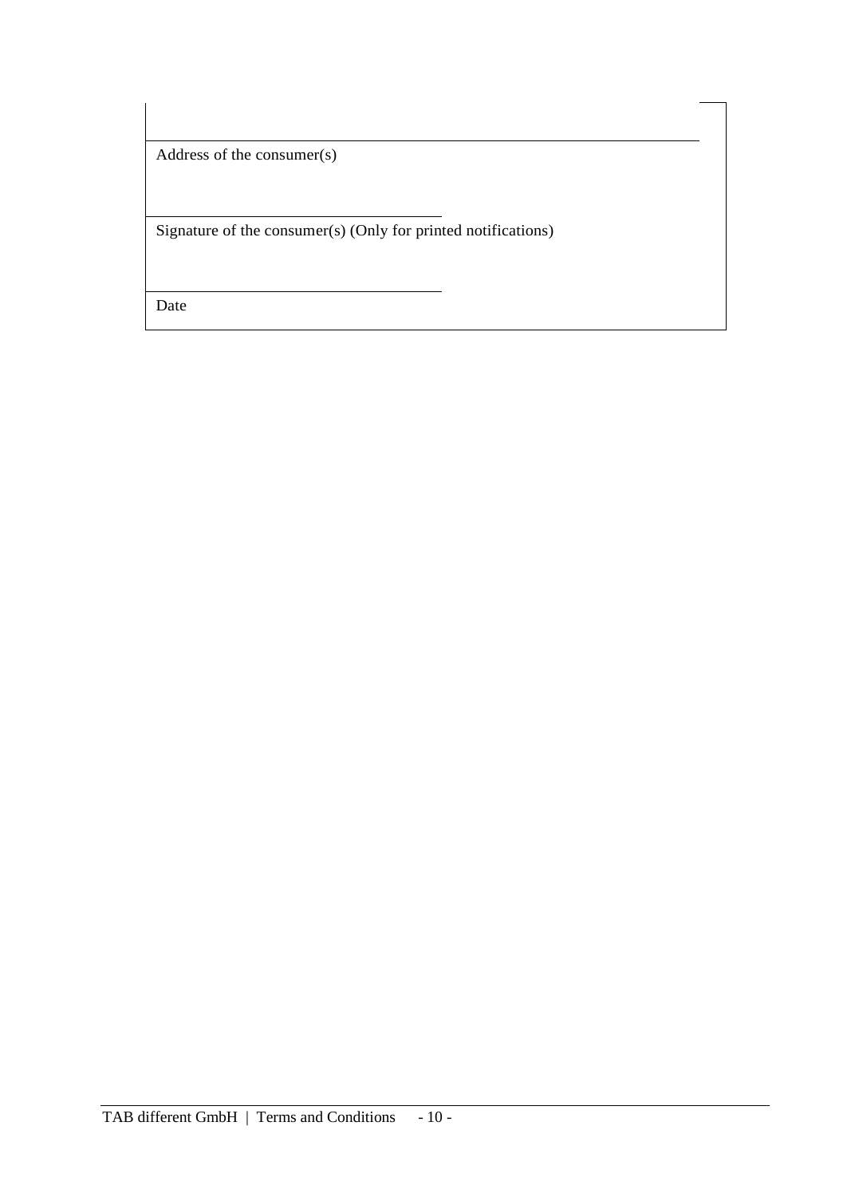Address of the consumer(s)

Signature of the consumer(s) (Only for printed notifications)

Date